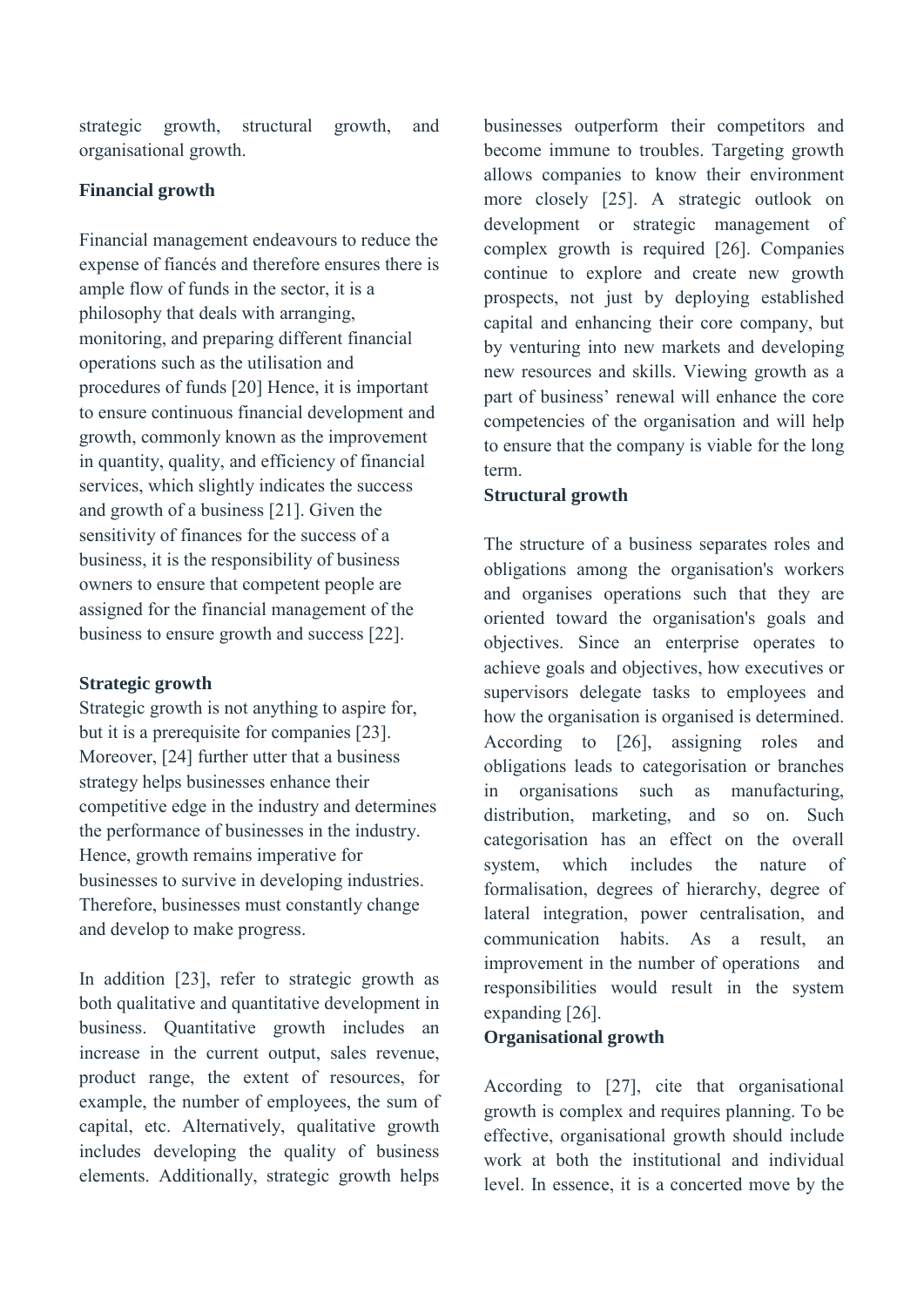strategic growth, structural growth, and organisational growth.

**Financial growth**

Financial management endeavours to reduce the expense of fiancés and therefore ensures there is ample flow of funds in the sector, it is a philosophy that deals with arranging, monitoring, and preparing different financial operations such as the utilisation and procedures of funds [20] Hence, it is important to ensure continuous financial development and growth, commonly known as the improvement in quantity, quality, and efficiency of financial services, which slightly indicates the success and growth of a business [21]. Given the sensitivity of finances for the success of a business, it is the responsibility of business owners to ensure that competent people are assigned for the financial management of the business to ensure growth and success [22].

**Strategic growth**

Strategic growth is not anything to aspire for, but it is a prerequisite for companies [23]. Moreover, [24] further utter that a business strategy helps businesses enhance their competitive edge in the industry and determines the performance of businesses in the industry. Hence, growth remains imperative for businesses to survive in developing industries. Therefore, businesses must constantly change and develop to make progress.

In addition [23], refer to strategic growth as both qualitative and quantitative development in business. Quantitative growth includes an increase in the current output, sales revenue, product range, the extent of resources, for example, the number of employees, the sum of capital, etc. Alternatively, qualitative growth includes developing the quality of business elements. Additionally, strategic growth helps businesses outperform their competitors and become immune to troubles. Targeting growth allows companies to know their environment more closely [25]. A strategic outlook on development or strategic management of complex growth is required [26]. Companies continue to explore and create new growth prospects, not just by deploying established capital and enhancing their core company, but by venturing into new markets and developing new resources and skills. Viewing growth as a part of business' renewal will enhance the core competencies of the organisation and will help to ensure that the company is viable for the long term.

**Structural growth**

The structure of a business separates roles and obligations among the organisation's workers and organises operations such that they are oriented toward the organisation's goals and objectives. Since an enterprise operates to achieve goals and objectives, how executives or supervisors delegate tasks to employees and how the organisation is organised is determined. According to [26], assigning roles and obligations leads to categorisation or branches in organisations such as manufacturing, distribution, marketing, and so on. Such categorisation has an effect on the overall system, which includes the nature of formalisation, degrees of hierarchy, degree of lateral integration, power centralisation, and communication habits. As a result, an improvement in the number of operations and responsibilities would result in the system expanding [26].

**Organisational growth**

According to [27], cite that organisational growth is complex and requires planning. To be effective, organisational growth should include work at both the institutional and individual level. In essence, it is a concerted move by the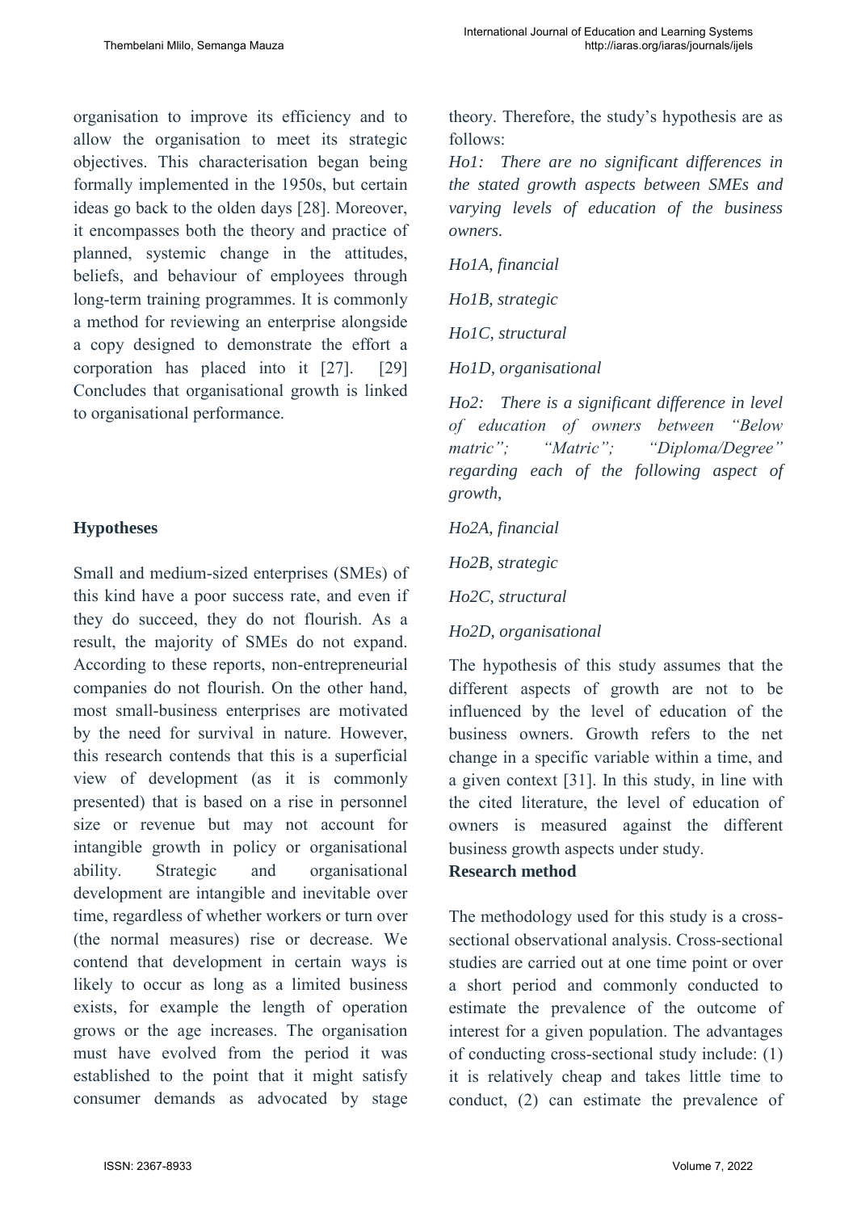organisation to improve its efficiency and to allow the organisation to meet its strategic objectives. This characterisation began being formally implemented in the 1950s, but certain ideas go back to the olden days [28]. Moreover, it encompasses both the theory and practice of planned, systemic change in the attitudes, beliefs, and behaviour of employees through long-term training programmes. It is commonly a method for reviewing an enterprise alongside a copy designed to demonstrate the effort a corporation has placed into it [27]. [29] Concludes that organisational growth is linked to organisational performance.

## Hypotheses

Small and medium-sized enterprises (SMEs) of this kind have a poor success rate, and even if they do succeed, they do not flourish. As a result, the majority of SMEs do not expand. According to these reports, non-entrepreneurial companies do not flourish. On the other hand, most small-business enterprises are motivated by the need for survival in nature. However, this research contends that this is a superficial view of development (as it is commonly presented) that is based on a rise in personnel size or revenue but may not account for intangible growth in policy or organisational ability. Strategic and organisational development are intangible and inevitable over time, regardless of whether workers or turn over (the normal measures) rise or decrease. We contend that development in certain ways is likely to occur as long as a limited business exists, for example the length of operation grows or the age increases. The organisation must have evolved from the period it was established to the point that it might satisfy consumer demands as advocated by stage theory. Therefore, the study's hypothesis are as follows:

*Ho1: There are no significant differences in the stated growth aspects between SMEs and varying levels of education of the business owners.*

*Ho1A, financial*

*Ho1B, strategic*

*Ho1C, structural*

*Ho1D, organisational*

*Ho2: There is a significant difference in level of education of owners between "Below matric"; "Matric"; "Diploma/Degree" regarding each of the following aspect of growth,*

*Ho2A, financial*

*Ho2B, strategic*

*Ho2C, structural*

*Ho2D, organisational*

The hypothesis of this study assumes that the different aspects of growth are not to be influenced by the level of education of the business owners. Growth refers to the net change in a specific variable within a time, and a given context [31]. In this study, in line with the cited literature, the level of education of owners is measured against the different business growth aspects under study.

## Research method

The methodology used for this study is a cross-sectional observational analysis. Cross-sectional studies are carried out at one time point or over a short period and commonly conducted to estimate the prevalence of the outcome of interest for a given population. The advantages of conducting cross-sectional study include: (1) it is relatively cheap and takes little time to conduct, (2) can estimate the prevalence of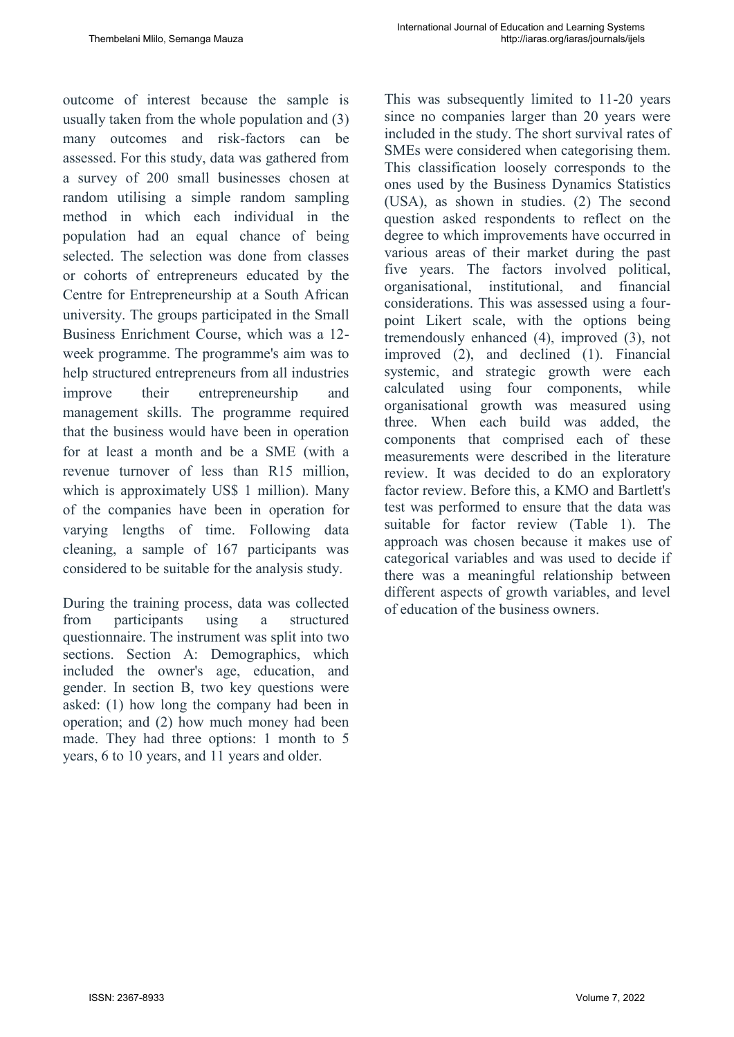outcome of interest because the sample is usually taken from the whole population and (3) many outcomes and risk-factors can be assessed. For this study, data was gathered from a survey of 200 small businesses chosen at random utilising a simple random sampling method in which each individual in the population had an equal chance of being selected. The selection was done from classes or cohorts of entrepreneurs educated by the Centre for Entrepreneurship at a South African university. The groups participated in the Small Business Enrichment Course, which was a 12-week programme. The programme's aim was to help structured entrepreneurs from all industries improve their entrepreneurship and management skills. The programme required that the business would have been in operation for at least a month and be a SME (with a revenue turnover of less than R15 million, which is approximately US$ 1 million). Many of the companies have been in operation for varying lengths of time. Following data cleaning, a sample of 167 participants was considered to be suitable for the analysis study.

During the training process, data was collected from participants using a structured questionnaire. The instrument was split into two sections. Section A: Demographics, which included the owner's age, education, and gender. In section B, two key questions were asked: (1) how long the company had been in operation; and (2) how much money had been made. They had three options: 1 month to 5 years, 6 to 10 years, and 11 years and older. This was subsequently limited to 11-20 years since no companies larger than 20 years were included in the study. The short survival rates of SMEs were considered when categorising them. This classification loosely corresponds to the ones used by the Business Dynamics Statistics (USA), as shown in studies. (2) The second question asked respondents to reflect on the degree to which improvements have occurred in various areas of their market during the past five years. The factors involved political, organisational, institutional, and financial considerations. This was assessed using a four-point Likert scale, with the options being tremendously enhanced (4), improved (3), not improved (2), and declined (1). Financial systemic, and strategic growth were each calculated using four components, while organisational growth was measured using three. When each build was added, the components that comprised each of these measurements were described in the literature review. It was decided to do an exploratory factor review. Before this, a KMO and Bartlett's test was performed to ensure that the data was suitable for factor review (Table 1). The approach was chosen because it makes use of categorical variables and was used to decide if there was a meaningful relationship between different aspects of growth variables, and level of education of the business owners.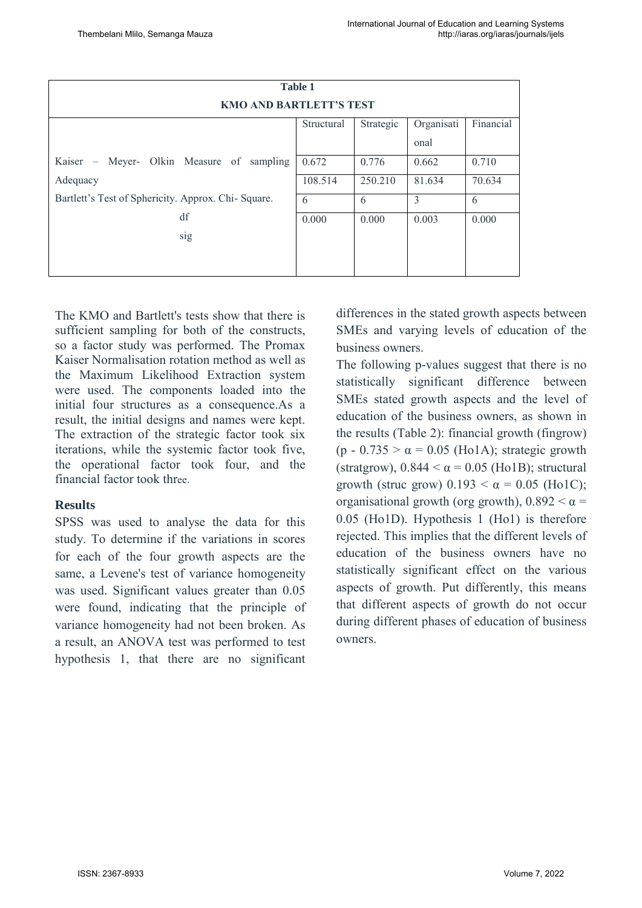| Table 1<br>KMO AND BARTLETT'S TEST | | | | |
|---|---|---|---|---|
| | Structural | Strategic | Organisational | Financial |
| Kaiser – Meyer- Olkin Measure of sampling Adequacy | 0.672 | 0.776 | 0.662 | 0.710 |
| Bartlett's Test of Sphericity. Approx. Chi- Square. | 108.514 | 250.210 | 81.634 | 70.634 |
| df | 6 | 6 | 3 | 6 |
| sig | 0.000 | 0.000 | 0.003 | 0.000 |

The KMO and Bartlett's tests show that there is sufficient sampling for both of the constructs, so a factor study was performed. The Promax Kaiser Normalisation rotation method as well as the Maximum Likelihood Extraction system were used. The components loaded into the initial four structures as a consequence.As a result, the initial designs and names were kept. The extraction of the strategic factor took six iterations, while the systemic factor took five, the operational factor took four, and the financial factor took three.

## Results

SPSS was used to analyse the data for this study. To determine if the variations in scores for each of the four growth aspects are the same, a Levene's test of variance homogeneity was used. Significant values greater than 0.05 were found, indicating that the principle of variance homogeneity had not been broken. As a result, an ANOVA test was performed to test hypothesis 1, that there are no significant differences in the stated growth aspects between SMEs and varying levels of education of the business owners.

The following p-values suggest that there is no statistically significant difference between SMEs stated growth aspects and the level of education of the business owners, as shown in the results (Table 2): financial growth (fingrow) ($p$ - $0.735 > \alpha = 0.05$ (Ho1A); strategic growth (stratgrow), $0.844 < \alpha = 0.05$ (Ho1B); structural growth (struc grow) $0.193 < \alpha = 0.05$ (Ho1C); organisational growth (org growth), $0.892 < \alpha = 0.05$ (Ho1D). Hypothesis 1 (Ho1) is therefore rejected. This implies that the different levels of education of the business owners have no statistically significant effect on the various aspects of growth. Put differently, this means that different aspects of growth do not occur during different phases of education of business owners.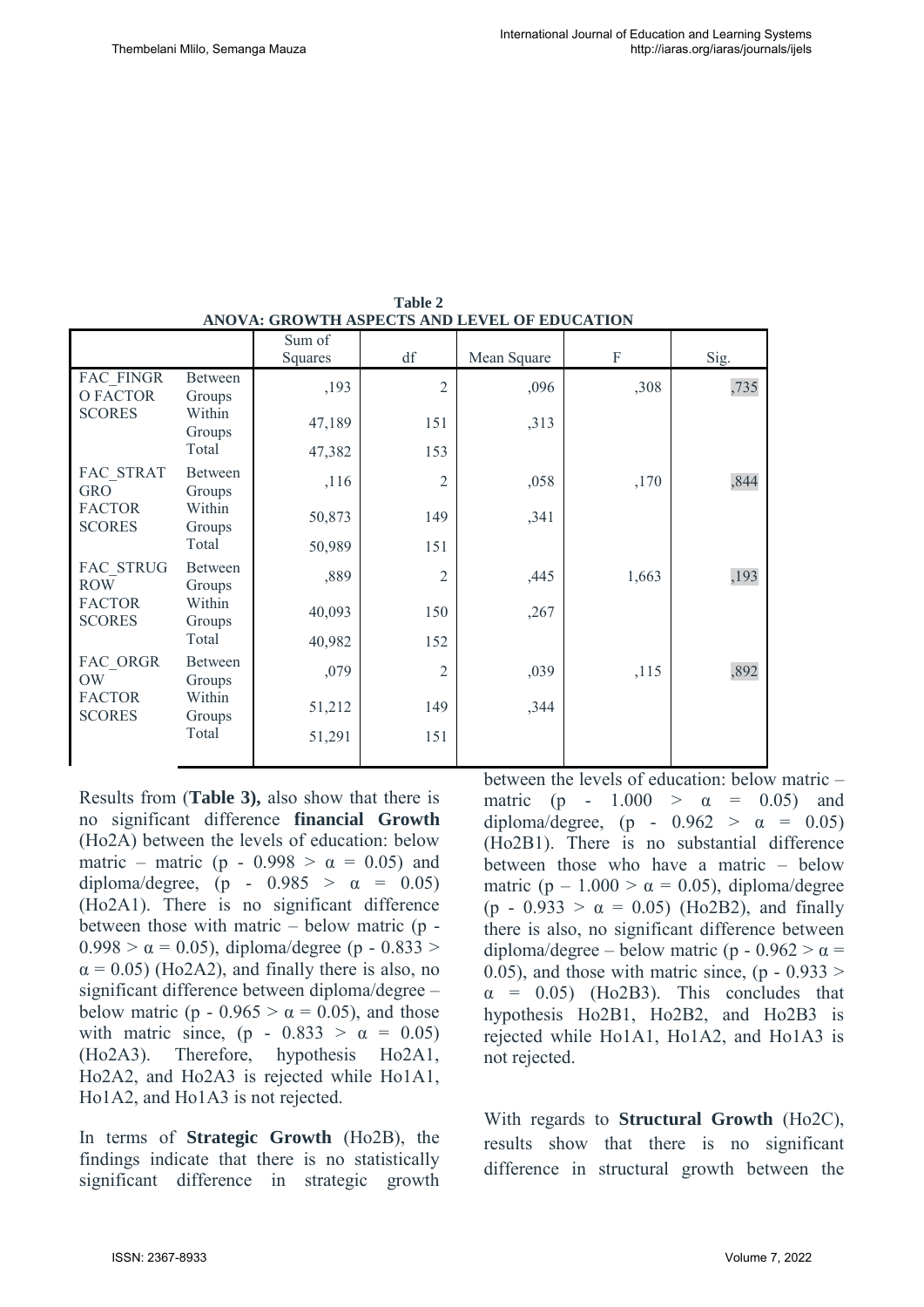**Table 2**
**ANOVA: GROWTH ASPECTS AND LEVEL OF EDUCATION**

| | | Sum of Squares | df | Mean Square | F | Sig. |
|---|---|---|---|---|---|---|
| FAC_FINGRO FACTOR SCORES | Between Groups | ,193 | 2 | ,096 | ,308 | ,735 |
| | Within Groups | 47,189 | 151 | ,313 | | |
| | Total | 47,382 | 153 | | | |
| FAC_STRATGRO FACTOR SCORES | Between Groups | ,116 | 2 | ,058 | ,170 | ,844 |
| | Within Groups | 50,873 | 149 | ,341 | | |
| | Total | 50,989 | 151 | | | |
| FAC_STRUGROW FACTOR SCORES | Between Groups | ,889 | 2 | ,445 | 1,663 | ,193 |
| | Within Groups | 40,093 | 150 | ,267 | | |
| | Total | 40,982 | 152 | | | |
| FAC_ORGROW FACTOR SCORES | Between Groups | ,079 | 2 | ,039 | ,115 | ,892 |
| | Within Groups | 51,212 | 149 | ,344 | | |
| | Total | 51,291 | 151 | | | |

Results from (**Table 3),** also show that there is no significant difference **financial Growth** (Ho2A) between the levels of education: below matric – matric ($p - 0.998 > \alpha = 0.05$) and diploma/degree, ($p - 0.985 > \alpha = 0.05$) (Ho2A1). There is no significant difference between those with matric – below matric ($p - 0.998 > \alpha = 0.05$), diploma/degree ($p - 0.833 > \alpha = 0.05$) (Ho2A2), and finally there is also, no significant difference between diploma/degree – below matric ($p - 0.965 > \alpha = 0.05$), and those with matric since, ($p - 0.833 > \alpha = 0.05$) (Ho2A3). Therefore, hypothesis Ho2A1, Ho2A2, and Ho2A3 is rejected while Ho1A1, Ho1A2, and Ho1A3 is not rejected.

In terms of **Strategic Growth** (Ho2B), the findings indicate that there is no statistically significant difference in strategic growth between the levels of education: below matric – matric ($p - 1.000 > \alpha = 0.05$) and diploma/degree, ($p - 0.962 > \alpha = 0.05$) (Ho2B1). There is no substantial difference between those who have a matric – below matric ($p – 1.000 > \alpha = 0.05$), diploma/degree ($p - 0.933 > \alpha = 0.05$) (Ho2B2), and finally there is also, no significant difference between diploma/degree – below matric ($p - 0.962 > \alpha = 0.05$), and those with matric since, ($p - 0.933 > \alpha = 0.05$) (Ho2B3). This concludes that hypothesis Ho2B1, Ho2B2, and Ho2B3 is rejected while Ho1A1, Ho1A2, and Ho1A3 is not rejected.

With regards to **Structural Growth** (Ho2C), results show that there is no significant difference in structural growth between the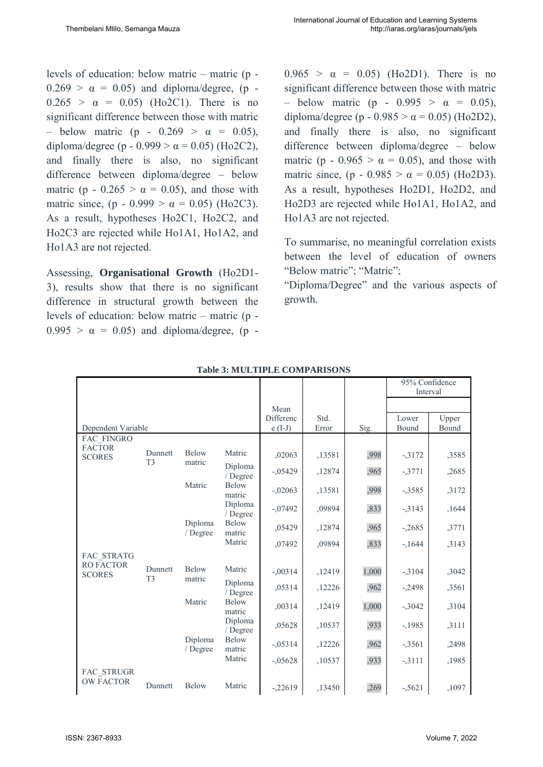levels of education: below matric – matric (p - 0.269 > α = 0.05) and diploma/degree, (p - 0.265 > α = 0.05) (Ho2C1). There is no significant difference between those with matric – below matric (p - 0.269 > α = 0.05), diploma/degree (p - 0.999 > α = 0.05) (Ho2C2), and finally there is also, no significant difference between diploma/degree – below matric (p - 0.265 > α = 0.05), and those with matric since, (p - 0.999 > α = 0.05) (Ho2C3). As a result, hypotheses Ho2C1, Ho2C2, and Ho2C3 are rejected while Ho1A1, Ho1A2, and Ho1A3 are not rejected.

Assessing, **Organisational Growth** (Ho2D1-3), results show that there is no significant difference in structural growth between the levels of education: below matric – matric (p - 0.995 > α = 0.05) and diploma/degree, (p - 0.965 > α = 0.05) (Ho2D1). There is no significant difference between those with matric – below matric (p - 0.995 > α = 0.05), diploma/degree (p - 0.985 > α = 0.05) (Ho2D2), and finally there is also, no significant difference between diploma/degree – below matric (p - 0.965 > α = 0.05), and those with matric since, (p - 0.985 > α = 0.05) (Ho2D3). As a result, hypotheses Ho2D1, Ho2D2, and Ho2D3 are rejected while Ho1A1, Ho1A2, and Ho1A3 are not rejected.

To summarise, no meaningful correlation exists between the level of education of owners "Below matric"; "Matric";
"Diploma/Degree" and the various aspects of growth.

**Table 3: MULTIPLE COMPARISONS**

| Dependent Variable | | | | Mean Difference (I-J) | Std. Error | Sig. | 95% Confidence Interval | |
|---|---|---|---|---|---|---|---|---|
| | | | | | | | Lower Bound | Upper Bound |
| FAC_FINGRO FACTOR SCORES | Dunnett T3 | Below matric | Matric | ,02063 | ,13581 | ,998 | -,3172 | ,3585 |
| | | | Diploma / Degree | -,05429 | ,12874 | ,965 | -,3771 | ,2685 |
| | | Matric | Below matric | -,02063 | ,13581 | ,998 | -,3585 | ,3172 |
| | | | Diploma / Degree | -,07492 | ,09894 | ,833 | -,3143 | ,1644 |
| | | Diploma / Degree | Below matric | ,05429 | ,12874 | ,965 | -,2685 | ,3771 |
| | | | Matric | ,07492 | ,09894 | ,833 | -,1644 | ,3143 |
| FAC_STRATGRO FACTOR SCORES | Dunnett T3 | Below matric | Matric | -,00314 | ,12419 | 1,000 | -,3104 | ,3042 |
| | | | Diploma / Degree | ,05314 | ,12226 | ,962 | -,2498 | ,3561 |
| | | Matric | Below matric | ,00314 | ,12419 | 1,000 | -,3042 | ,3104 |
| | | | Diploma / Degree | ,05628 | ,10537 | ,933 | -,1985 | ,3111 |
| | | Diploma / Degree | Below matric | -,05314 | ,12226 | ,962 | -,3561 | ,2498 |
| | | | Matric | -,05628 | ,10537 | ,933 | -,3111 | ,1985 |
| FAC_STRUGROW FACTOR | Dunnett | Below | Matric | -,22619 | ,13450 | ,269 | -,5621 | ,1097 |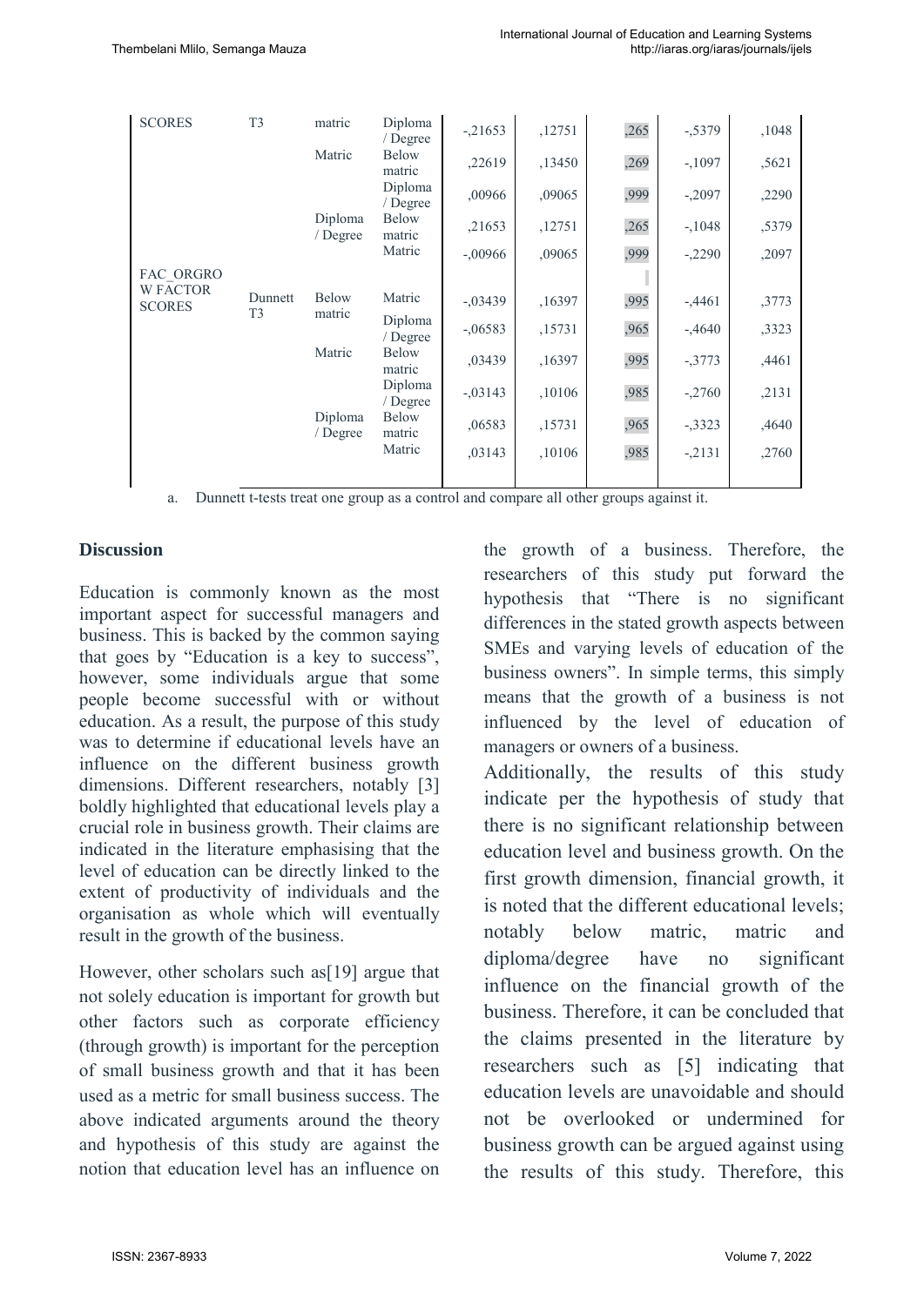| | | | | | | | | |
|---|---|---|---|---|---|---|---|---|
| SCORES | T3 | matric | Diploma / Degree | -,21653 | ,12751 | ,265 | -,5379 | ,1048 |
| | | Matric | Below matric | ,22619 | ,13450 | ,269 | -,1097 | ,5621 |
| | | | Diploma / Degree | ,00966 | ,09065 | ,999 | -,2097 | ,2290 |
| | | Diploma / Degree | Below matric | ,21653 | ,12751 | ,265 | -,1048 | ,5379 |
| | | | Matric | -,00966 | ,09065 | ,999 | -,2290 | ,2097 |
| FAC_ORGROW FACTOR SCORES | Dunnett T3 | Below matric | Matric | -,03439 | ,16397 | ,995 | -,4461 | ,3773 |
| | | | Diploma / Degree | -,06583 | ,15731 | ,965 | -,4640 | ,3323 |
| | | Matric | Below matric | ,03439 | ,16397 | ,995 | -,3773 | ,4461 |
| | | | Diploma / Degree | -,03143 | ,10106 | ,985 | -,2760 | ,2131 |
| | | Diploma / Degree | Below matric | ,06583 | ,15731 | ,965 | -,3323 | ,4640 |
| | | | Matric | ,03143 | ,10106 | ,985 | -,2131 | ,2760 |

a. Dunnett t-tests treat one group as a control and compare all other groups against it.

## Discussion

Education is commonly known as the most important aspect for successful managers and business. This is backed by the common saying that goes by "Education is a key to success", however, some individuals argue that some people become successful with or without education. As a result, the purpose of this study was to determine if educational levels have an influence on the different business growth dimensions. Different researchers, notably [3] boldly highlighted that educational levels play a crucial role in business growth. Their claims are indicated in the literature emphasising that the level of education can be directly linked to the extent of productivity of individuals and the organisation as whole which will eventually result in the growth of the business.

However, other scholars such as[19] argue that not solely education is important for growth but other factors such as corporate efficiency (through growth) is important for the perception of small business growth and that it has been used as a metric for small business success. The above indicated arguments around the theory and hypothesis of this study are against the notion that education level has an influence on the growth of a business. Therefore, the researchers of this study put forward the hypothesis that "There is no significant differences in the stated growth aspects between SMEs and varying levels of education of the business owners". In simple terms, this simply means that the growth of a business is not influenced by the level of education of managers or owners of a business.

Additionally, the results of this study indicate per the hypothesis of study that there is no significant relationship between education level and business growth. On the first growth dimension, financial growth, it is noted that the different educational levels; notably below matric, matric and diploma/degree have no significant influence on the financial growth of the business. Therefore, it can be concluded that the claims presented in the literature by researchers such as [5] indicating that education levels are unavoidable and should not be overlooked or undermined for business growth can be argued against using the results of this study. Therefore, this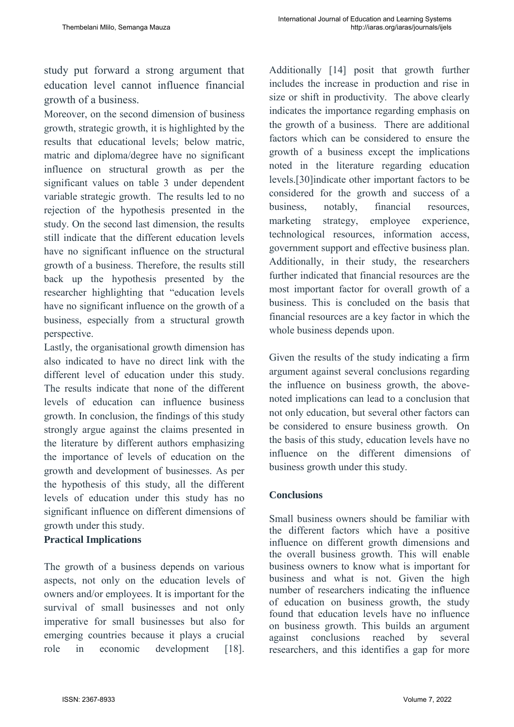study put forward a strong argument that education level cannot influence financial growth of a business.

Moreover, on the second dimension of business growth, strategic growth, it is highlighted by the results that educational levels; below matric, matric and diploma/degree have no significant influence on structural growth as per the significant values on table 3 under dependent variable strategic growth. The results led to no rejection of the hypothesis presented in the study. On the second last dimension, the results still indicate that the different education levels have no significant influence on the structural growth of a business. Therefore, the results still back up the hypothesis presented by the researcher highlighting that "education levels have no significant influence on the growth of a business, especially from a structural growth perspective.

Lastly, the organisational growth dimension has also indicated to have no direct link with the different level of education under this study. The results indicate that none of the different levels of education can influence business growth. In conclusion, the findings of this study strongly argue against the claims presented in the literature by different authors emphasizing the importance of levels of education on the growth and development of businesses. As per the hypothesis of this study, all the different levels of education under this study has no significant influence on different dimensions of growth under this study.

**Practical Implications**

The growth of a business depends on various aspects, not only on the education levels of owners and/or employees. It is important for the survival of small businesses and not only imperative for small businesses but also for emerging countries because it plays a crucial role in economic development [18]. Additionally [14] posit that growth further includes the increase in production and rise in size or shift in productivity. The above clearly indicates the importance regarding emphasis on the growth of a business. There are additional factors which can be considered to ensure the growth of a business except the implications noted in the literature regarding education levels.[30]indicate other important factors to be considered for the growth and success of a business, notably, financial resources, marketing strategy, employee experience, technological resources, information access, government support and effective business plan. Additionally, in their study, the researchers further indicated that financial resources are the most important factor for overall growth of a business. This is concluded on the basis that financial resources are a key factor in which the whole business depends upon.

Given the results of the study indicating a firm argument against several conclusions regarding the influence on business growth, the above-noted implications can lead to a conclusion that not only education, but several other factors can be considered to ensure business growth. On the basis of this study, education levels have no influence on the different dimensions of business growth under this study.

**Conclusions**

Small business owners should be familiar with the different factors which have a positive influence on different growth dimensions and the overall business growth. This will enable business owners to know what is important for business and what is not. Given the high number of researchers indicating the influence of education on business growth, the study found that education levels have no influence on business growth. This builds an argument against conclusions reached by several researchers, and this identifies a gap for more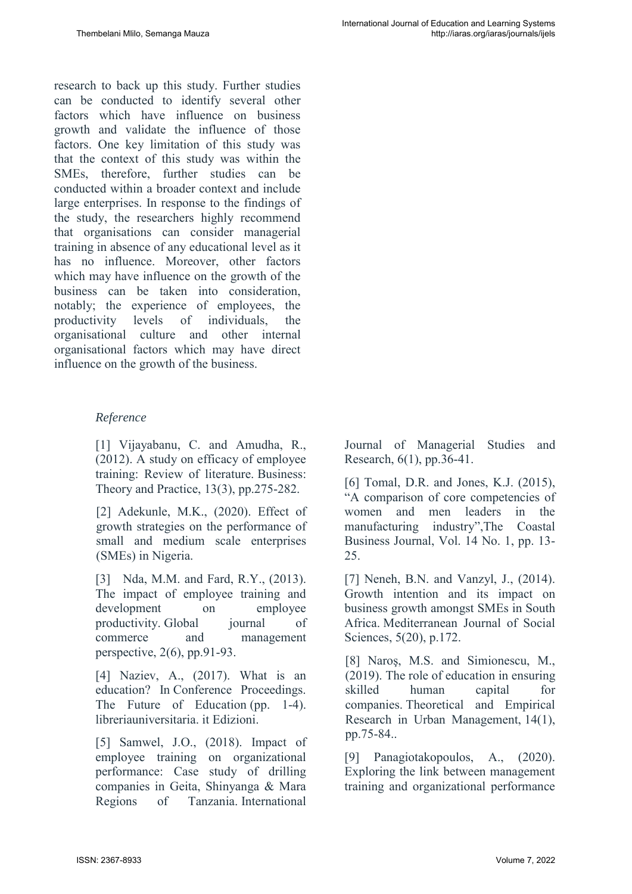research to back up this study. Further studies can be conducted to identify several other factors which have influence on business growth and validate the influence of those factors. One key limitation of this study was that the context of this study was within the SMEs, therefore, further studies can be conducted within a broader context and include large enterprises. In response to the findings of the study, the researchers highly recommend that organisations can consider managerial training in absence of any educational level as it has no influence. Moreover, other factors which may have influence on the growth of the business can be taken into consideration, notably; the experience of employees, the productivity levels of individuals, the organisational culture and other internal organisational factors which may have direct influence on the growth of the business.

## *Reference*

[1] Vijayabanu, C. and Amudha, R., (2012). A study on efficacy of employee training: Review of literature. Business: Theory and Practice, 13(3), pp.275-282.

[2] Adekunle, M.K., (2020). Effect of growth strategies on the performance of small and medium scale enterprises (SMEs) in Nigeria.

[3] Nda, M.M. and Fard, R.Y., (2013). The impact of employee training and development on employee productivity. Global journal of commerce and management perspective, 2(6), pp.91-93.

[4] Naziev, A., (2017). What is an education? In Conference Proceedings. The Future of Education (pp. 1-4). libreriauniversitaria. it Edizioni.

[5] Samwel, J.O., (2018). Impact of employee training on organizational performance: Case study of drilling companies in Geita, Shinyanga & Mara Regions of Tanzania. International Journal of Managerial Studies and Research, 6(1), pp.36-41.

[6] Tomal, D.R. and Jones, K.J. (2015), "A comparison of core competencies of women and men leaders in the manufacturing industry",The Coastal Business Journal, Vol. 14 No. 1, pp. 13-25.

[7] Neneh, B.N. and Vanzyl, J., (2014). Growth intention and its impact on business growth amongst SMEs in South Africa. Mediterranean Journal of Social Sciences, 5(20), p.172.

[8] Naroş, M.S. and Simionescu, M., (2019). The role of education in ensuring skilled human capital for companies. Theoretical and Empirical Research in Urban Management, 14(1), pp.75-84..

[9] Panagiotakopoulos, A., (2020). Exploring the link between management training and organizational performance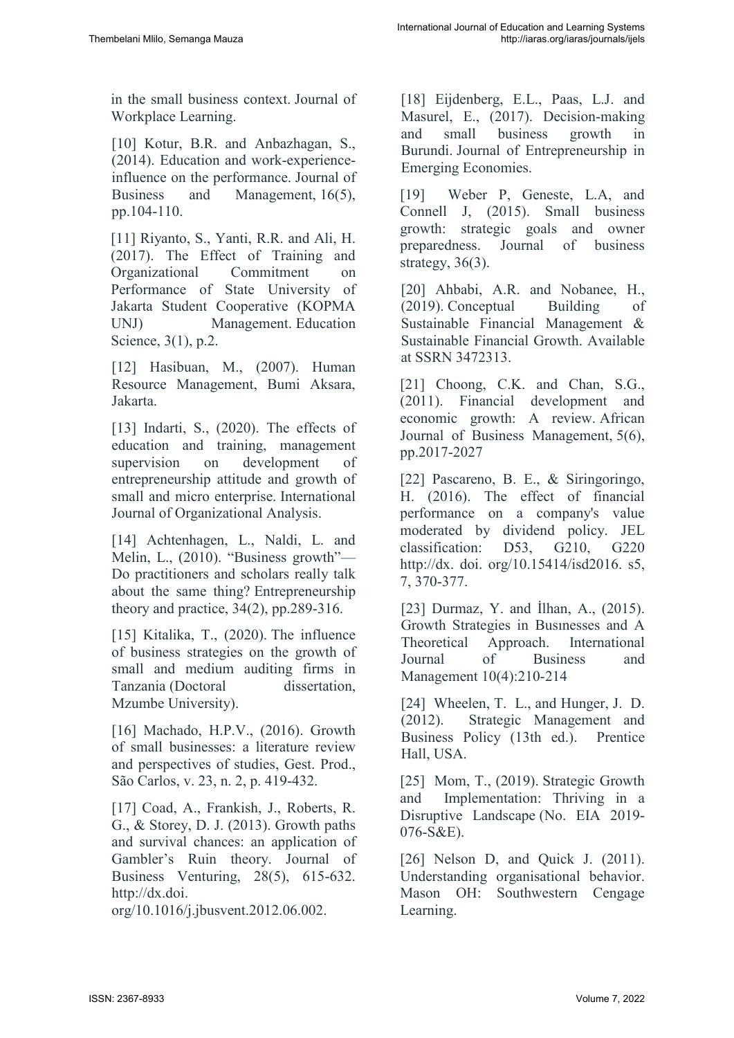in the small business context. Journal of Workplace Learning.

[10] Kotur, B.R. and Anbazhagan, S., (2014). Education and work-experience-influence on the performance. Journal of Business and Management, 16(5), pp.104-110.

[11] Riyanto, S., Yanti, R.R. and Ali, H. (2017). The Effect of Training and Organizational Commitment on Performance of State University of Jakarta Student Cooperative (KOPMA UNJ) Management. Education Science, 3(1), p.2.

[12] Hasibuan, M., (2007). Human Resource Management, Bumi Aksara, Jakarta.

[13] Indarti, S., (2020). The effects of education and training, management supervision on development of entrepreneurship attitude and growth of small and micro enterprise. International Journal of Organizational Analysis.

[14] Achtenhagen, L., Naldi, L. and Melin, L., (2010). "Business growth"—Do practitioners and scholars really talk about the same thing? Entrepreneurship theory and practice, 34(2), pp.289-316.

[15] Kitalika, T., (2020). The influence of business strategies on the growth of small and medium auditing firms in Tanzania (Doctoral dissertation, Mzumbe University).

[16] Machado, H.P.V., (2016). Growth of small businesses: a literature review and perspectives of studies, Gest. Prod., São Carlos, v. 23, n. 2, p. 419-432.

[17] Coad, A., Frankish, J., Roberts, R. G., & Storey, D. J. (2013). Growth paths and survival chances: an application of Gambler's Ruin theory. Journal of Business Venturing, 28(5), 615-632. http://dx.doi. org/10.1016/j.jbusvent.2012.06.002.

[18] Eijdenberg, E.L., Paas, L.J. and Masurel, E., (2017). Decision-making and small business growth in Burundi. Journal of Entrepreneurship in Emerging Economies.

[19] Weber P, Geneste, L.A, and Connell J, (2015). Small business growth: strategic goals and owner preparedness. Journal of business strategy, 36(3).

[20] Ahbabi, A.R. and Nobanee, H., (2019). Conceptual Building of Sustainable Financial Management & Sustainable Financial Growth. Available at SSRN 3472313.

[21] Choong, C.K. and Chan, S.G., (2011). Financial development and economic growth: A review. African Journal of Business Management, 5(6), pp.2017-2027

[22] Pascareno, B. E., & Siringoringo, H. (2016). The effect of financial performance on a company's value moderated by dividend policy. JEL classification: D53, G210, G220 http://dx. doi. org/10.15414/isd2016. s5, 7, 370-377.

[23] Durmaz, Y. and İlhan, A., (2015). Growth Strategies in Busınesses and A Theoretical Approach. International Journal of Business and Management 10(4):210-214

[24] Wheelen, T. L., and Hunger, J. D. (2012). Strategic Management and Business Policy (13th ed.). Prentice Hall, USA.

[25] Mom, T., (2019). Strategic Growth and Implementation: Thriving in a Disruptive Landscape (No. EIA 2019-076-S&E).

[26] Nelson D, and Quick J. (2011). Understanding organisational behavior. Mason OH: Southwestern Cengage Learning.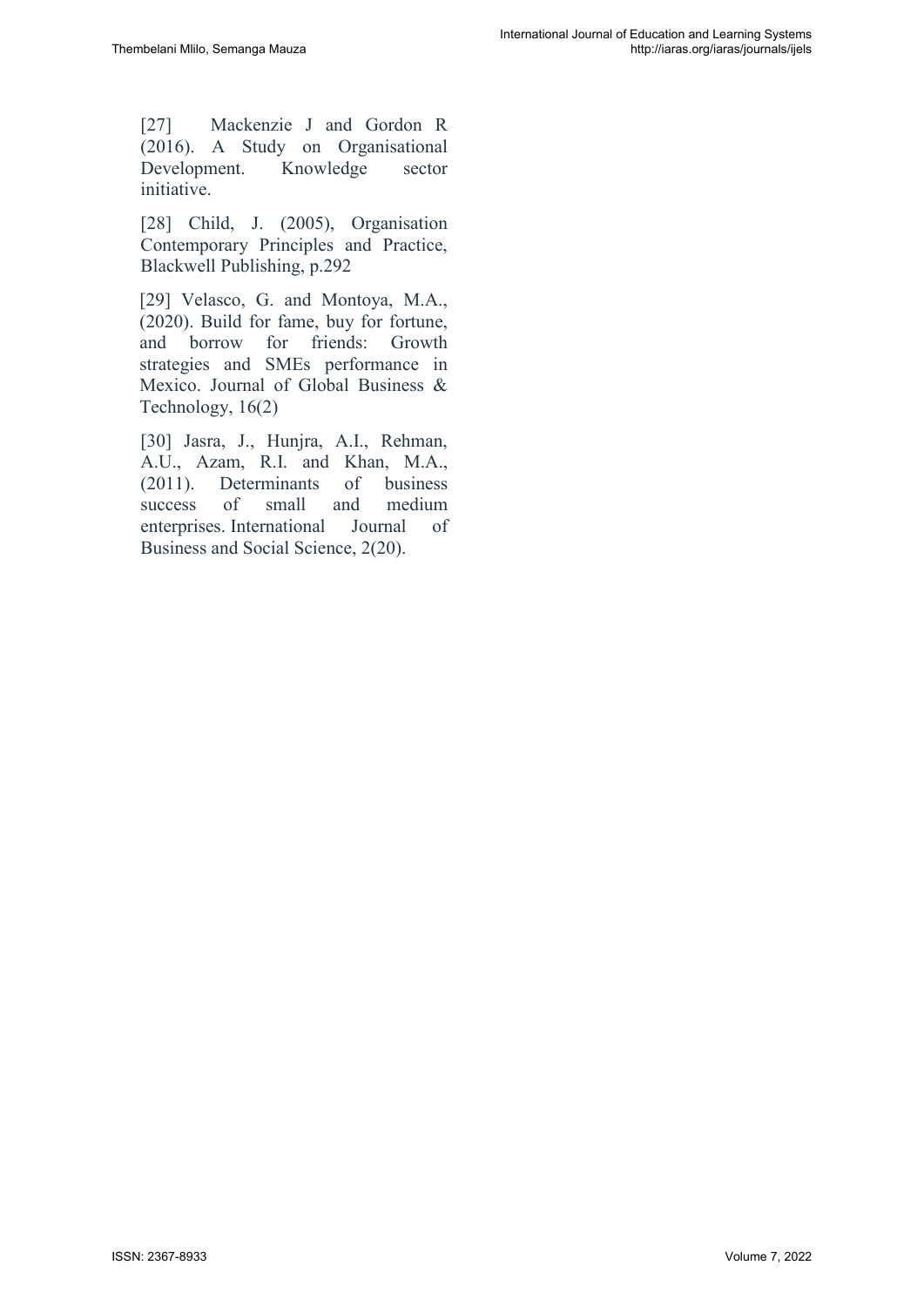[27] Mackenzie J and Gordon R (2016). A Study on Organisational Development. Knowledge sector initiative.

[28] Child, J. (2005), Organisation Contemporary Principles and Practice, Blackwell Publishing, p.292

[29] Velasco, G. and Montoya, M.A., (2020). Build for fame, buy for fortune, and borrow for friends: Growth strategies and SMEs performance in Mexico. Journal of Global Business & Technology, 16(2)

[30] Jasra, J., Hunjra, A.I., Rehman, A.U., Azam, R.I. and Khan, M.A., (2011). Determinants of business success of small and medium enterprises. International Journal of Business and Social Science, 2(20).